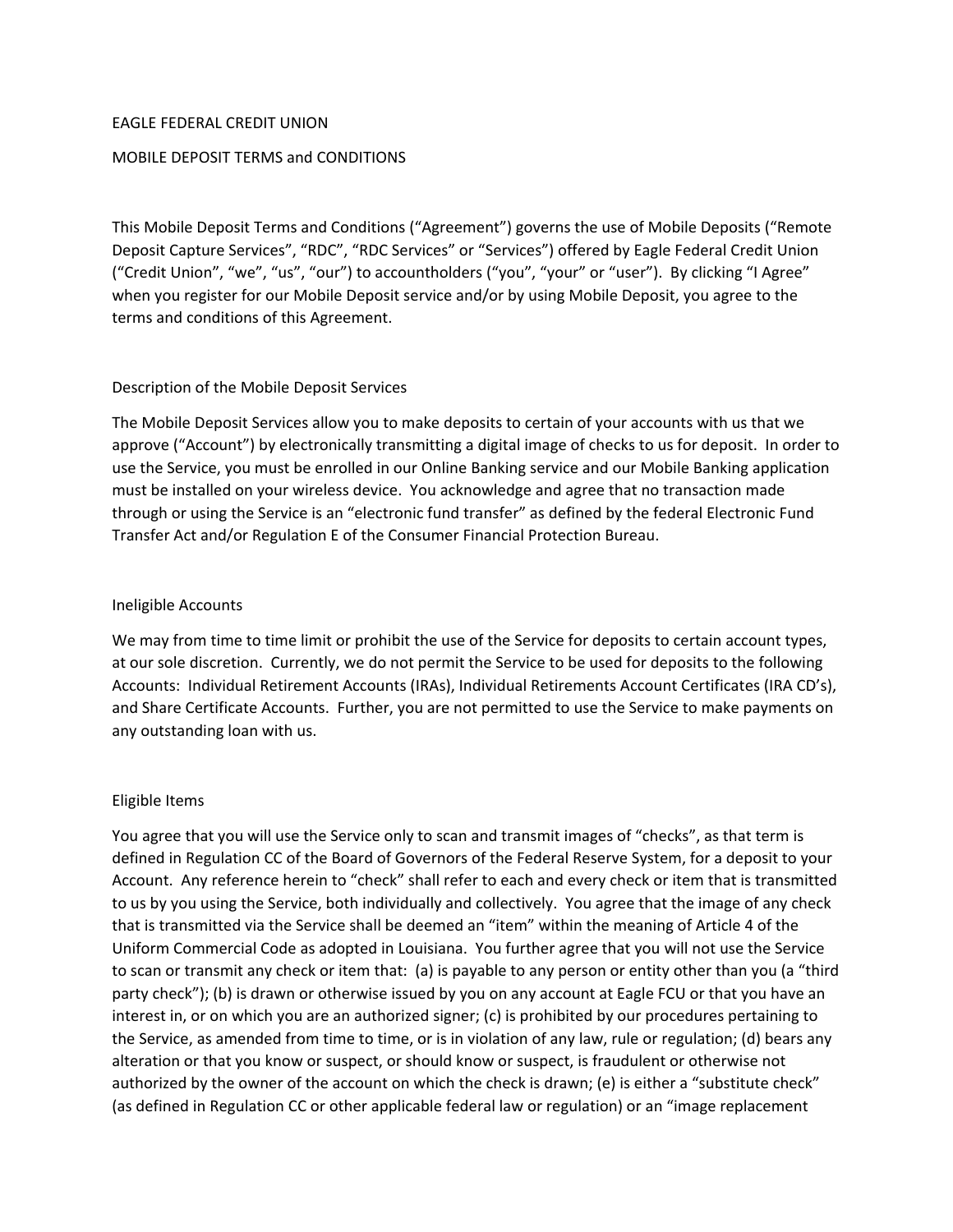# EAGLE FEDERAL CREDIT UNION

## MOBILE DEPOSIT TERMS and CONDITIONS

This Mobile Deposit Terms and Conditions ("Agreement") governs the use of Mobile Deposits ("Remote Deposit Capture Services", "RDC", "RDC Services" or "Services") offered by Eagle Federal Credit Union ("Credit Union", "we", "us", "our") to accountholders ("you", "your" or "user"). By clicking "I Agree" when you register for our Mobile Deposit service and/or by using Mobile Deposit, you agree to the terms and conditions of this Agreement.

### Description of the Mobile Deposit Services

The Mobile Deposit Services allow you to make deposits to certain of your accounts with us that we approve ("Account") by electronically transmitting a digital image of checks to us for deposit. In order to use the Service, you must be enrolled in our Online Banking service and our Mobile Banking application must be installed on your wireless device. You acknowledge and agree that no transaction made through or using the Service is an "electronic fund transfer" as defined by the federal Electronic Fund Transfer Act and/or Regulation E of the Consumer Financial Protection Bureau.

### Ineligible Accounts

We may from time to time limit or prohibit the use of the Service for deposits to certain account types, at our sole discretion. Currently, we do not permit the Service to be used for deposits to the following Accounts: Individual Retirement Accounts (IRAs), Individual Retirements Account Certificates (IRA CD's), and Share Certificate Accounts. Further, you are not permitted to use the Service to make payments on any outstanding loan with us.

### Eligible Items

You agree that you will use the Service only to scan and transmit images of "checks", as that term is defined in Regulation CC of the Board of Governors of the Federal Reserve System, for a deposit to your Account. Any reference herein to "check" shall refer to each and every check or item that is transmitted to us by you using the Service, both individually and collectively. You agree that the image of any check that is transmitted via the Service shall be deemed an "item" within the meaning of Article 4 of the Uniform Commercial Code as adopted in Louisiana. You further agree that you will not use the Service to scan or transmit any check or item that: (a) is payable to any person or entity other than you (a "third party check"); (b) is drawn or otherwise issued by you on any account at Eagle FCU or that you have an interest in, or on which you are an authorized signer; (c) is prohibited by our procedures pertaining to the Service, as amended from time to time, or is in violation of any law, rule or regulation; (d) bears any alteration or that you know or suspect, or should know or suspect, is fraudulent or otherwise not authorized by the owner of the account on which the check is drawn; (e) is either a "substitute check" (as defined in Regulation CC or other applicable federal law or regulation) or an "image replacement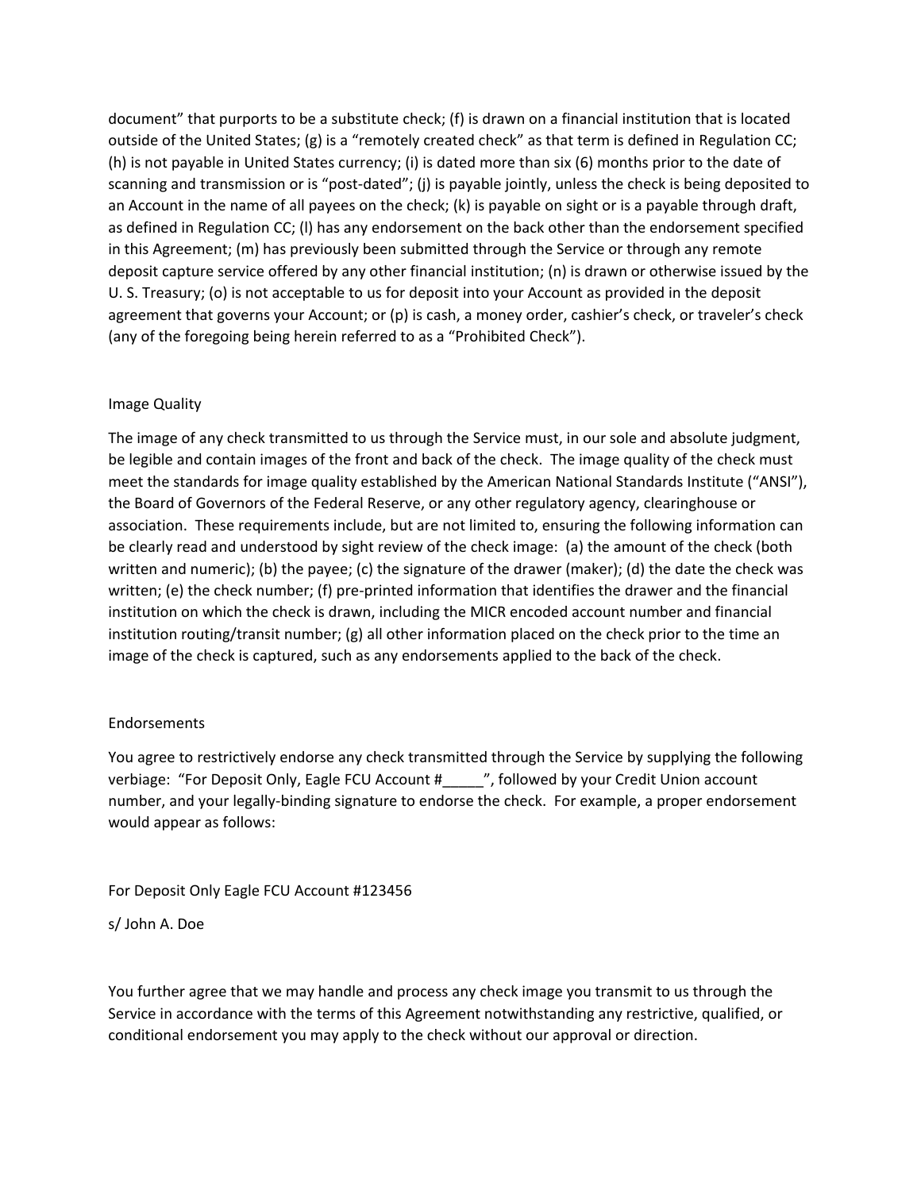document" that purports to be a substitute check; (f) is drawn on a financial institution that is located outside of the United States; (g) is a "remotely created check" as that term is defined in Regulation CC; (h) is not payable in United States currency; (i) is dated more than six (6) months prior to the date of scanning and transmission or is "post-dated"; (j) is payable jointly, unless the check is being deposited to an Account in the name of all payees on the check; (k) is payable on sight or is a payable through draft, as defined in Regulation CC; (l) has any endorsement on the back other than the endorsement specified in this Agreement; (m) has previously been submitted through the Service or through any remote deposit capture service offered by any other financial institution; (n) is drawn or otherwise issued by the U. S. Treasury; (o) is not acceptable to us for deposit into your Account as provided in the deposit agreement that governs your Account; or (p) is cash, a money order, cashier's check, or traveler's check (any of the foregoing being herein referred to as a "Prohibited Check").

## Image Quality

The image of any check transmitted to us through the Service must, in our sole and absolute judgment, be legible and contain images of the front and back of the check. The image quality of the check must meet the standards for image quality established by the American National Standards Institute ("ANSI"), the Board of Governors of the Federal Reserve, or any other regulatory agency, clearinghouse or association. These requirements include, but are not limited to, ensuring the following information can be clearly read and understood by sight review of the check image: (a) the amount of the check (both written and numeric); (b) the payee; (c) the signature of the drawer (maker); (d) the date the check was written; (e) the check number; (f) pre-printed information that identifies the drawer and the financial institution on which the check is drawn, including the MICR encoded account number and financial institution routing/transit number; (g) all other information placed on the check prior to the time an image of the check is captured, such as any endorsements applied to the back of the check.

## Endorsements

You agree to restrictively endorse any check transmitted through the Service by supplying the following verbiage: "For Deposit Only, Eagle FCU Account #_____", followed by your Credit Union account number, and your legally-binding signature to endorse the check. For example, a proper endorsement would appear as follows:

For Deposit Only Eagle FCU Account #123456

s/ John A. Doe

You further agree that we may handle and process any check image you transmit to us through the Service in accordance with the terms of this Agreement notwithstanding any restrictive, qualified, or conditional endorsement you may apply to the check without our approval or direction.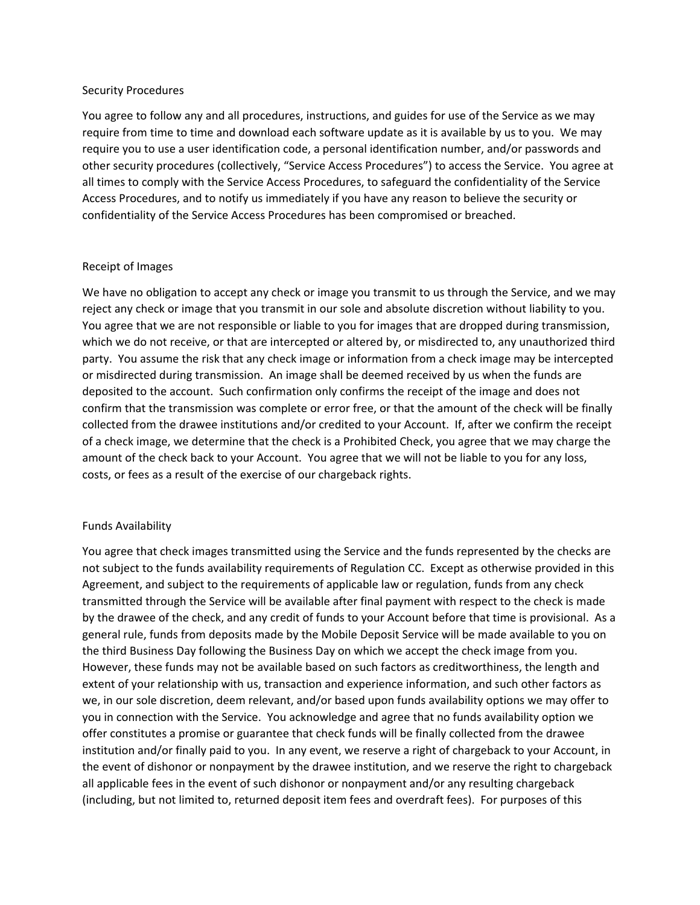## Security Procedures

You agree to follow any and all procedures, instructions, and guides for use of the Service as we may require from time to time and download each software update as it is available by us to you. We may require you to use a user identification code, a personal identification number, and/or passwords and other security procedures (collectively, "Service Access Procedures") to access the Service. You agree at all times to comply with the Service Access Procedures, to safeguard the confidentiality of the Service Access Procedures, and to notify us immediately if you have any reason to believe the security or confidentiality of the Service Access Procedures has been compromised or breached.

## Receipt of Images

We have no obligation to accept any check or image you transmit to us through the Service, and we may reject any check or image that you transmit in our sole and absolute discretion without liability to you. You agree that we are not responsible or liable to you for images that are dropped during transmission, which we do not receive, or that are intercepted or altered by, or misdirected to, any unauthorized third party. You assume the risk that any check image or information from a check image may be intercepted or misdirected during transmission. An image shall be deemed received by us when the funds are deposited to the account. Such confirmation only confirms the receipt of the image and does not confirm that the transmission was complete or error free, or that the amount of the check will be finally collected from the drawee institutions and/or credited to your Account. If, after we confirm the receipt of a check image, we determine that the check is a Prohibited Check, you agree that we may charge the amount of the check back to your Account. You agree that we will not be liable to you for any loss, costs, or fees as a result of the exercise of our chargeback rights.

## Funds Availability

You agree that check images transmitted using the Service and the funds represented by the checks are not subject to the funds availability requirements of Regulation CC. Except as otherwise provided in this Agreement, and subject to the requirements of applicable law or regulation, funds from any check transmitted through the Service will be available after final payment with respect to the check is made by the drawee of the check, and any credit of funds to your Account before that time is provisional. As a general rule, funds from deposits made by the Mobile Deposit Service will be made available to you on the third Business Day following the Business Day on which we accept the check image from you. However, these funds may not be available based on such factors as creditworthiness, the length and extent of your relationship with us, transaction and experience information, and such other factors as we, in our sole discretion, deem relevant, and/or based upon funds availability options we may offer to you in connection with the Service. You acknowledge and agree that no funds availability option we offer constitutes a promise or guarantee that check funds will be finally collected from the drawee institution and/or finally paid to you. In any event, we reserve a right of chargeback to your Account, in the event of dishonor or nonpayment by the drawee institution, and we reserve the right to chargeback all applicable fees in the event of such dishonor or nonpayment and/or any resulting chargeback (including, but not limited to, returned deposit item fees and overdraft fees). For purposes of this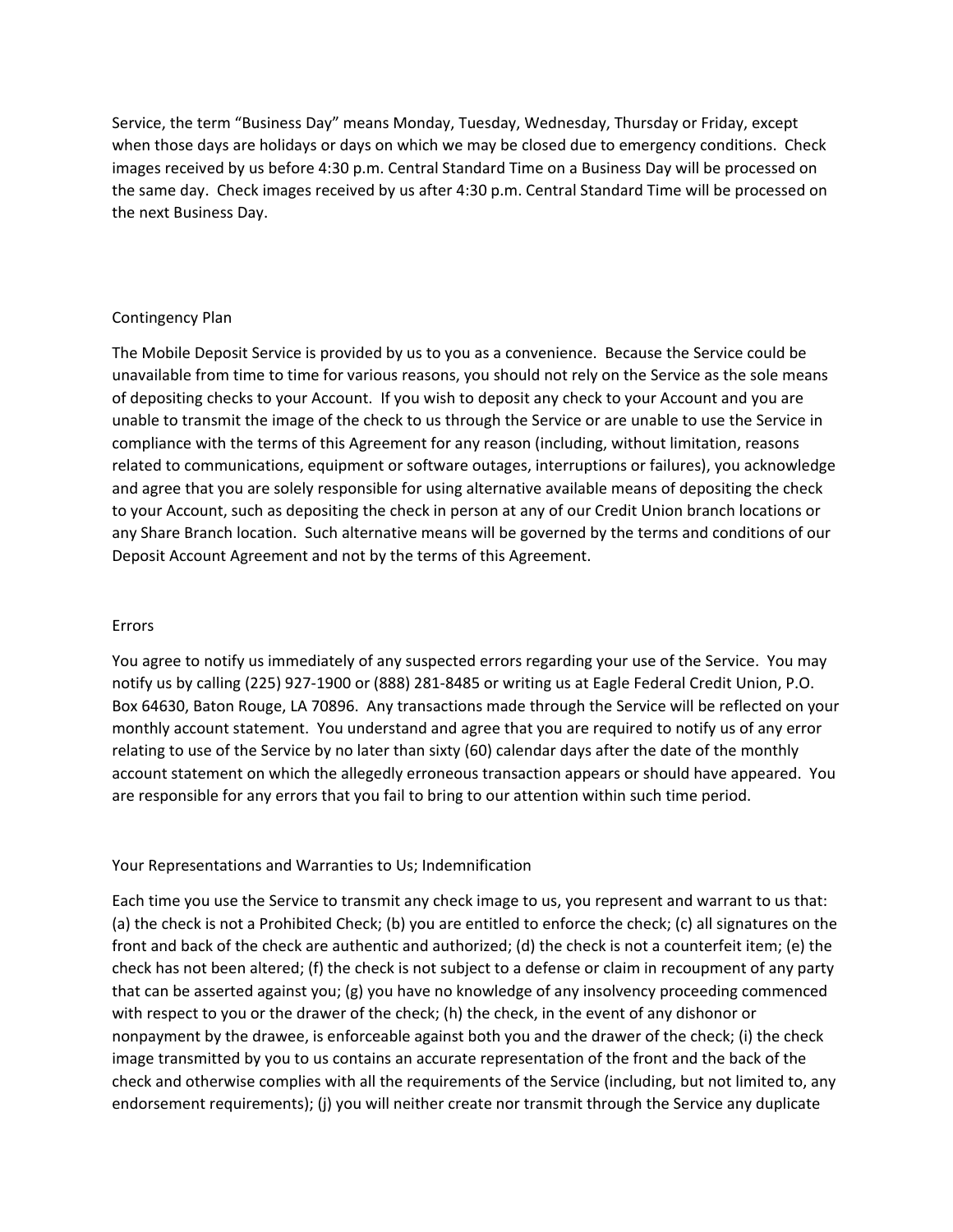Service, the term "Business Day" means Monday, Tuesday, Wednesday, Thursday or Friday, except when those days are holidays or days on which we may be closed due to emergency conditions. Check images received by us before 4:30 p.m. Central Standard Time on a Business Day will be processed on the same day. Check images received by us after 4:30 p.m. Central Standard Time will be processed on the next Business Day.

## Contingency Plan

The Mobile Deposit Service is provided by us to you as a convenience. Because the Service could be unavailable from time to time for various reasons, you should not rely on the Service as the sole means of depositing checks to your Account. If you wish to deposit any check to your Account and you are unable to transmit the image of the check to us through the Service or are unable to use the Service in compliance with the terms of this Agreement for any reason (including, without limitation, reasons related to communications, equipment or software outages, interruptions or failures), you acknowledge and agree that you are solely responsible for using alternative available means of depositing the check to your Account, such as depositing the check in person at any of our Credit Union branch locations or any Share Branch location. Such alternative means will be governed by the terms and conditions of our Deposit Account Agreement and not by the terms of this Agreement.

## Errors

You agree to notify us immediately of any suspected errors regarding your use of the Service. You may notify us by calling (225) 927-1900 or (888) 281-8485 or writing us at Eagle Federal Credit Union, P.O. Box 64630, Baton Rouge, LA 70896. Any transactions made through the Service will be reflected on your monthly account statement. You understand and agree that you are required to notify us of any error relating to use of the Service by no later than sixty (60) calendar days after the date of the monthly account statement on which the allegedly erroneous transaction appears or should have appeared. You are responsible for any errors that you fail to bring to our attention within such time period.

## Your Representations and Warranties to Us; Indemnification

Each time you use the Service to transmit any check image to us, you represent and warrant to us that: (a) the check is not a Prohibited Check; (b) you are entitled to enforce the check; (c) all signatures on the front and back of the check are authentic and authorized; (d) the check is not a counterfeit item; (e) the check has not been altered; (f) the check is not subject to a defense or claim in recoupment of any party that can be asserted against you; (g) you have no knowledge of any insolvency proceeding commenced with respect to you or the drawer of the check; (h) the check, in the event of any dishonor or nonpayment by the drawee, is enforceable against both you and the drawer of the check; (i) the check image transmitted by you to us contains an accurate representation of the front and the back of the check and otherwise complies with all the requirements of the Service (including, but not limited to, any endorsement requirements); (j) you will neither create nor transmit through the Service any duplicate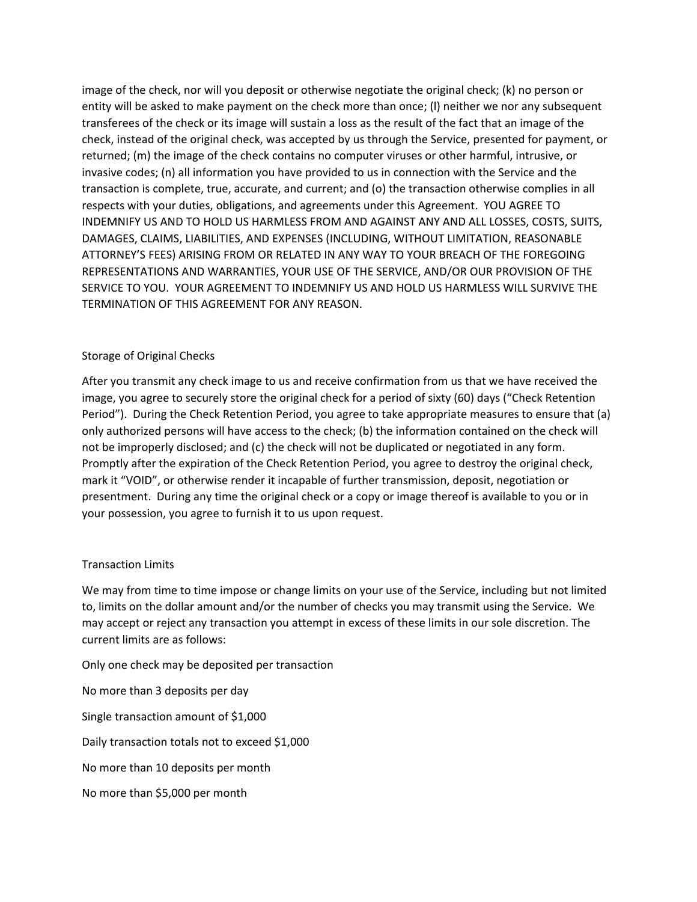image of the check, nor will you deposit or otherwise negotiate the original check; (k) no person or entity will be asked to make payment on the check more than once; (l) neither we nor any subsequent transferees of the check or its image will sustain a loss as the result of the fact that an image of the check, instead of the original check, was accepted by us through the Service, presented for payment, or returned; (m) the image of the check contains no computer viruses or other harmful, intrusive, or invasive codes; (n) all information you have provided to us in connection with the Service and the transaction is complete, true, accurate, and current; and (o) the transaction otherwise complies in all respects with your duties, obligations, and agreements under this Agreement. YOU AGREE TO INDEMNIFY US AND TO HOLD US HARMLESS FROM AND AGAINST ANY AND ALL LOSSES, COSTS, SUITS, DAMAGES, CLAIMS, LIABILITIES, AND EXPENSES (INCLUDING, WITHOUT LIMITATION, REASONABLE ATTORNEY'S FEES) ARISING FROM OR RELATED IN ANY WAY TO YOUR BREACH OF THE FOREGOING REPRESENTATIONS AND WARRANTIES, YOUR USE OF THE SERVICE, AND/OR OUR PROVISION OF THE SERVICE TO YOU. YOUR AGREEMENT TO INDEMNIFY US AND HOLD US HARMLESS WILL SURVIVE THE TERMINATION OF THIS AGREEMENT FOR ANY REASON.

## Storage of Original Checks

After you transmit any check image to us and receive confirmation from us that we have received the image, you agree to securely store the original check for a period of sixty (60) days ("Check Retention Period"). During the Check Retention Period, you agree to take appropriate measures to ensure that (a) only authorized persons will have access to the check; (b) the information contained on the check will not be improperly disclosed; and (c) the check will not be duplicated or negotiated in any form. Promptly after the expiration of the Check Retention Period, you agree to destroy the original check, mark it "VOID", or otherwise render it incapable of further transmission, deposit, negotiation or presentment. During any time the original check or a copy or image thereof is available to you or in your possession, you agree to furnish it to us upon request.

## Transaction Limits

We may from time to time impose or change limits on your use of the Service, including but not limited to, limits on the dollar amount and/or the number of checks you may transmit using the Service. We may accept or reject any transaction you attempt in excess of these limits in our sole discretion. The current limits are as follows:

Only one check may be deposited per transaction

No more than 3 deposits per day

Single transaction amount of $1,000

Daily transaction totals not to exceed $1,000

No more than 10 deposits per month

No more than $5,000 per month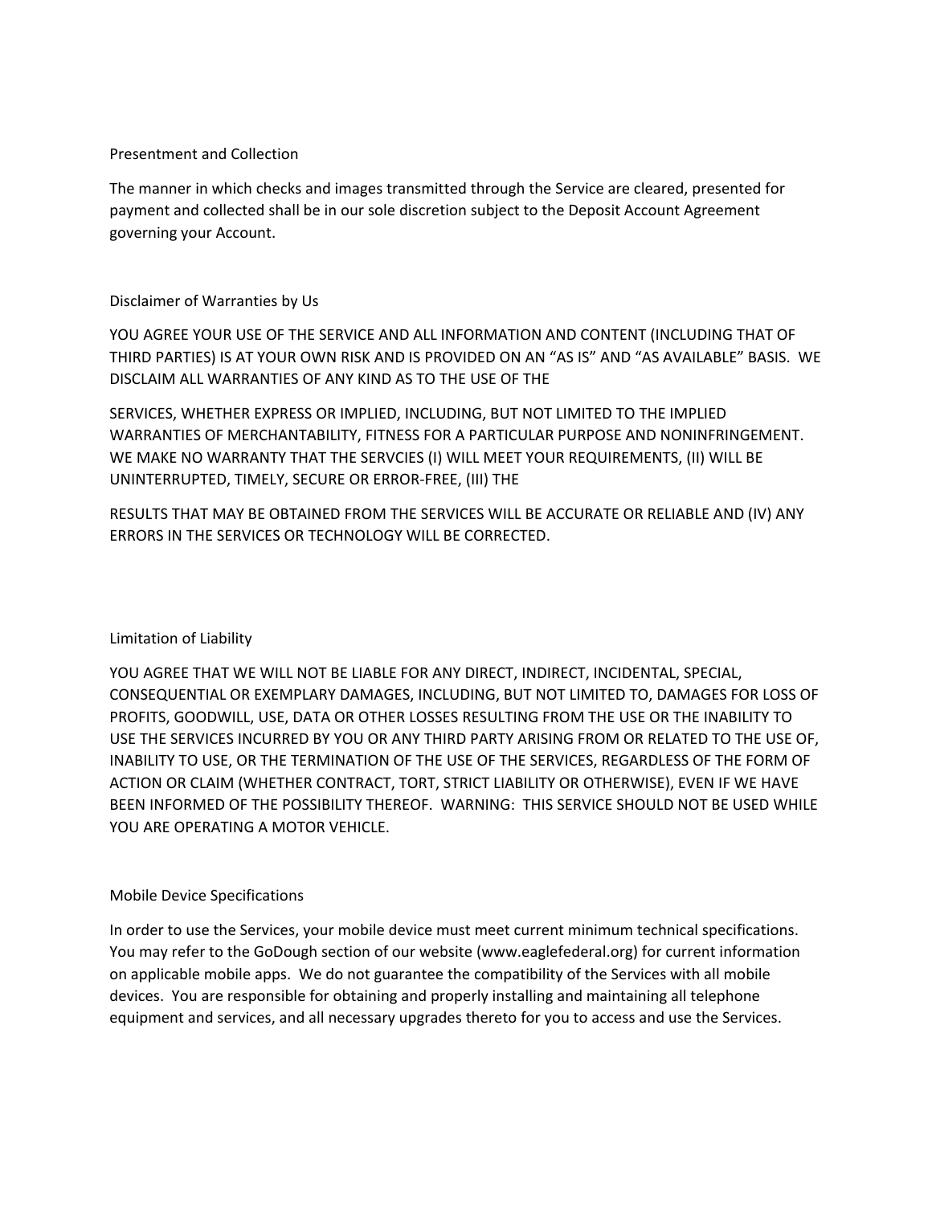## Presentment and Collection

The manner in which checks and images transmitted through the Service are cleared, presented for payment and collected shall be in our sole discretion subject to the Deposit Account Agreement governing your Account.

## Disclaimer of Warranties by Us

YOU AGREE YOUR USE OF THE SERVICE AND ALL INFORMATION AND CONTENT (INCLUDING THAT OF THIRD PARTIES) IS AT YOUR OWN RISK AND IS PROVIDED ON AN "AS IS" AND "AS AVAILABLE" BASIS. WE DISCLAIM ALL WARRANTIES OF ANY KIND AS TO THE USE OF THE

SERVICES, WHETHER EXPRESS OR IMPLIED, INCLUDING, BUT NOT LIMITED TO THE IMPLIED WARRANTIES OF MERCHANTABILITY, FITNESS FOR A PARTICULAR PURPOSE AND NONINFRINGEMENT. WE MAKE NO WARRANTY THAT THE SERVCIES (I) WILL MEET YOUR REQUIREMENTS, (II) WILL BE UNINTERRUPTED, TIMELY, SECURE OR ERROR-FREE, (III) THE

RESULTS THAT MAY BE OBTAINED FROM THE SERVICES WILL BE ACCURATE OR RELIABLE AND (IV) ANY ERRORS IN THE SERVICES OR TECHNOLOGY WILL BE CORRECTED.

## Limitation of Liability

YOU AGREE THAT WE WILL NOT BE LIABLE FOR ANY DIRECT, INDIRECT, INCIDENTAL, SPECIAL, CONSEQUENTIAL OR EXEMPLARY DAMAGES, INCLUDING, BUT NOT LIMITED TO, DAMAGES FOR LOSS OF PROFITS, GOODWILL, USE, DATA OR OTHER LOSSES RESULTING FROM THE USE OR THE INABILITY TO USE THE SERVICES INCURRED BY YOU OR ANY THIRD PARTY ARISING FROM OR RELATED TO THE USE OF, INABILITY TO USE, OR THE TERMINATION OF THE USE OF THE SERVICES, REGARDLESS OF THE FORM OF ACTION OR CLAIM (WHETHER CONTRACT, TORT, STRICT LIABILITY OR OTHERWISE), EVEN IF WE HAVE BEEN INFORMED OF THE POSSIBILITY THEREOF. WARNING: THIS SERVICE SHOULD NOT BE USED WHILE YOU ARE OPERATING A MOTOR VEHICLE.

## Mobile Device Specifications

In order to use the Services, your mobile device must meet current minimum technical specifications. You may refer to the GoDough section of our website (www.eaglefederal.org) for current information on applicable mobile apps. We do not guarantee the compatibility of the Services with all mobile devices. You are responsible for obtaining and properly installing and maintaining all telephone equipment and services, and all necessary upgrades thereto for you to access and use the Services.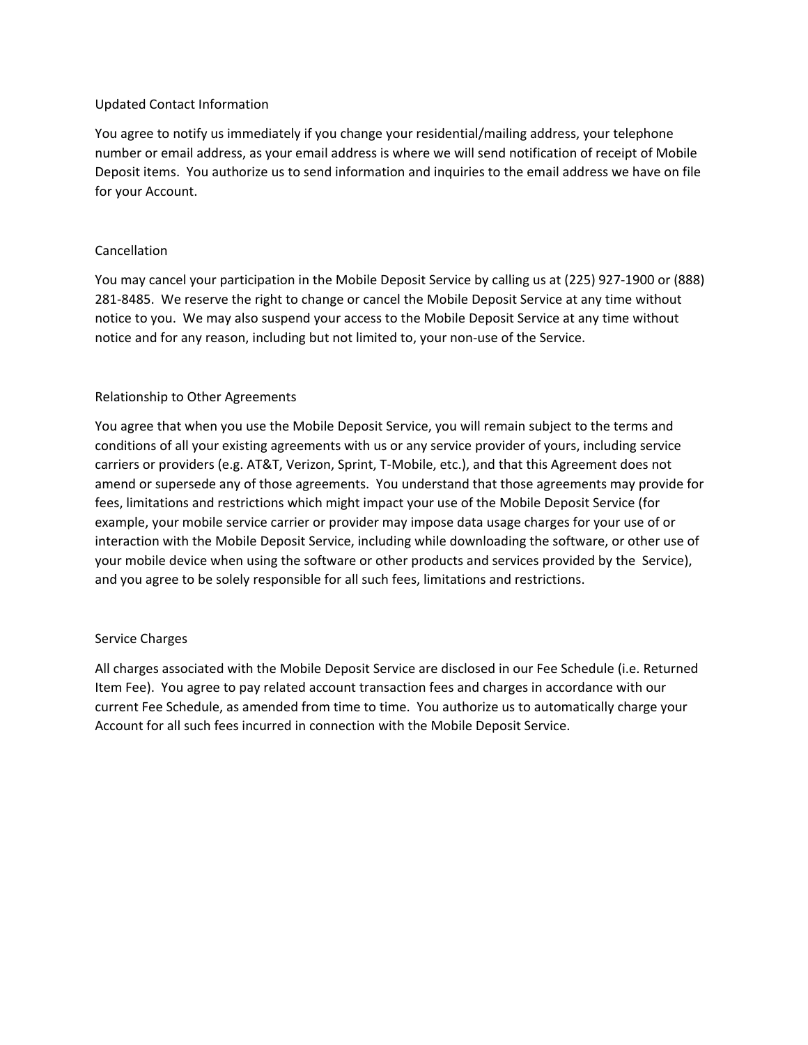## Updated Contact Information

You agree to notify us immediately if you change your residential/mailing address, your telephone number or email address, as your email address is where we will send notification of receipt of Mobile Deposit items. You authorize us to send information and inquiries to the email address we have on file for your Account.

## Cancellation

You may cancel your participation in the Mobile Deposit Service by calling us at (225) 927-1900 or (888) 281-8485. We reserve the right to change or cancel the Mobile Deposit Service at any time without notice to you. We may also suspend your access to the Mobile Deposit Service at any time without notice and for any reason, including but not limited to, your non-use of the Service.

## Relationship to Other Agreements

You agree that when you use the Mobile Deposit Service, you will remain subject to the terms and conditions of all your existing agreements with us or any service provider of yours, including service carriers or providers (e.g. AT&T, Verizon, Sprint, T-Mobile, etc.), and that this Agreement does not amend or supersede any of those agreements. You understand that those agreements may provide for fees, limitations and restrictions which might impact your use of the Mobile Deposit Service (for example, your mobile service carrier or provider may impose data usage charges for your use of or interaction with the Mobile Deposit Service, including while downloading the software, or other use of your mobile device when using the software or other products and services provided by the Service), and you agree to be solely responsible for all such fees, limitations and restrictions.

## Service Charges

All charges associated with the Mobile Deposit Service are disclosed in our Fee Schedule (i.e. Returned Item Fee). You agree to pay related account transaction fees and charges in accordance with our current Fee Schedule, as amended from time to time. You authorize us to automatically charge your Account for all such fees incurred in connection with the Mobile Deposit Service.